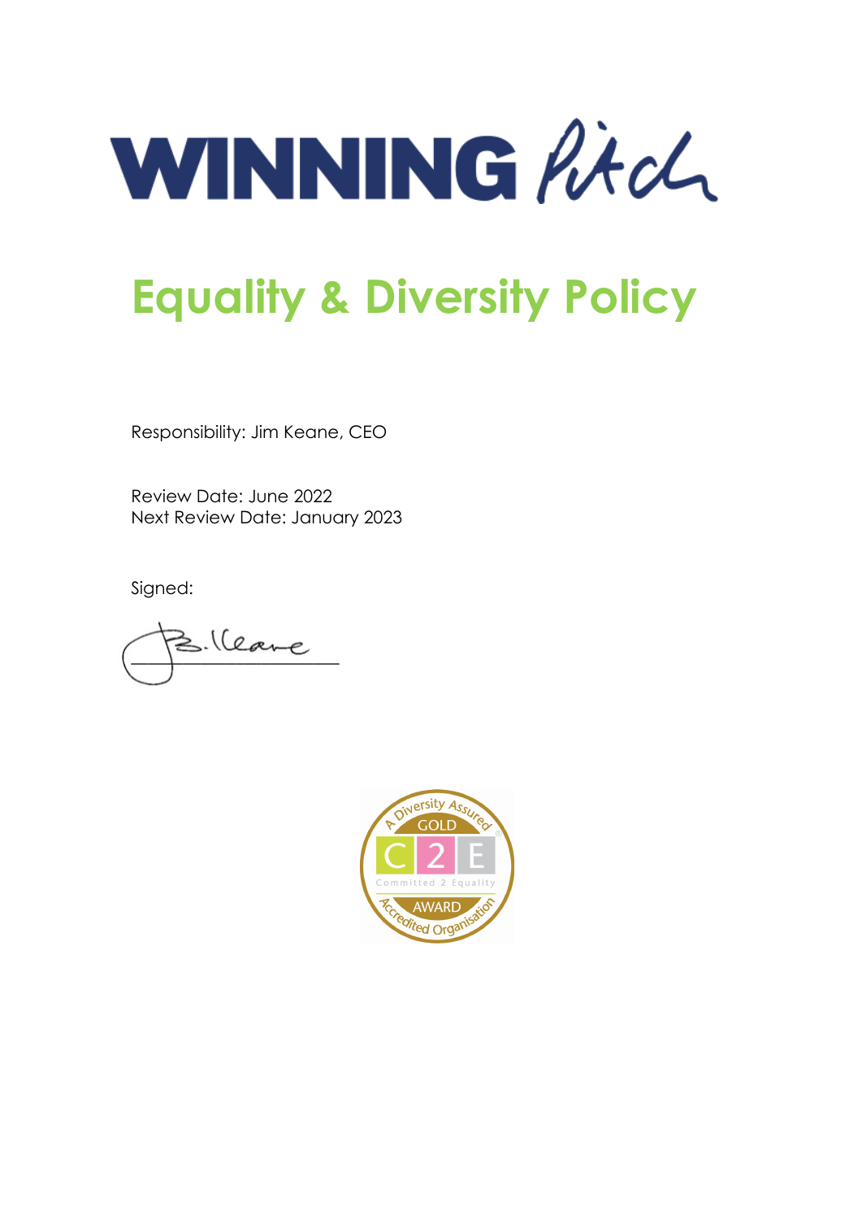# Equality & Diversity Policy

Responsibility: Jim Keane, CEO

Review Date: June 2022
Next Review Date: January 2023

Signed: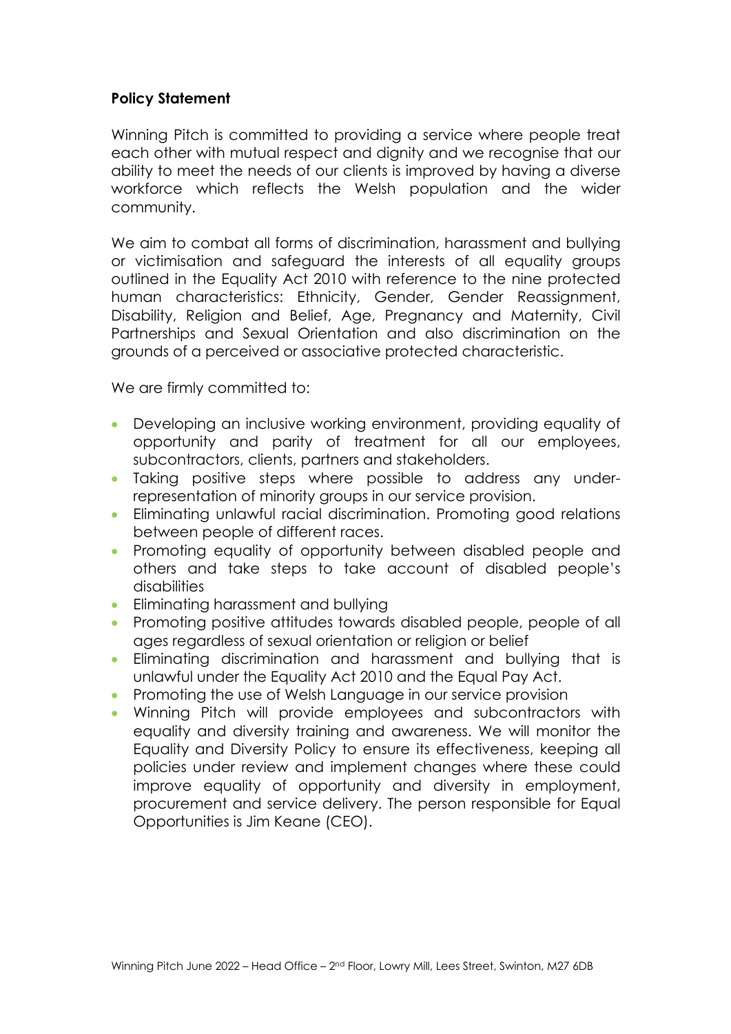**Policy Statement**

Winning Pitch is committed to providing a service where people treat each other with mutual respect and dignity and we recognise that our ability to meet the needs of our clients is improved by having a diverse workforce which reflects the Welsh population and the wider community.

We aim to combat all forms of discrimination, harassment and bullying or victimisation and safeguard the interests of all equality groups outlined in the Equality Act 2010 with reference to the nine protected human characteristics: Ethnicity, Gender, Gender Reassignment, Disability, Religion and Belief, Age, Pregnancy and Maternity, Civil Partnerships and Sexual Orientation and also discrimination on the grounds of a perceived or associative protected characteristic.

We are firmly committed to:

- Developing an inclusive working environment, providing equality of opportunity and parity of treatment for all our employees, subcontractors, clients, partners and stakeholders.
- Taking positive steps where possible to address any under-representation of minority groups in our service provision.
- Eliminating unlawful racial discrimination. Promoting good relations between people of different races.
- Promoting equality of opportunity between disabled people and others and take steps to take account of disabled people's disabilities
- Eliminating harassment and bullying
- Promoting positive attitudes towards disabled people, people of all ages regardless of sexual orientation or religion or belief
- Eliminating discrimination and harassment and bullying that is unlawful under the Equality Act 2010 and the Equal Pay Act.
- Promoting the use of Welsh Language in our service provision
- Winning Pitch will provide employees and subcontractors with equality and diversity training and awareness. We will monitor the Equality and Diversity Policy to ensure its effectiveness, keeping all policies under review and implement changes where these could improve equality of opportunity and diversity in employment, procurement and service delivery. The person responsible for Equal Opportunities is Jim Keane (CEO).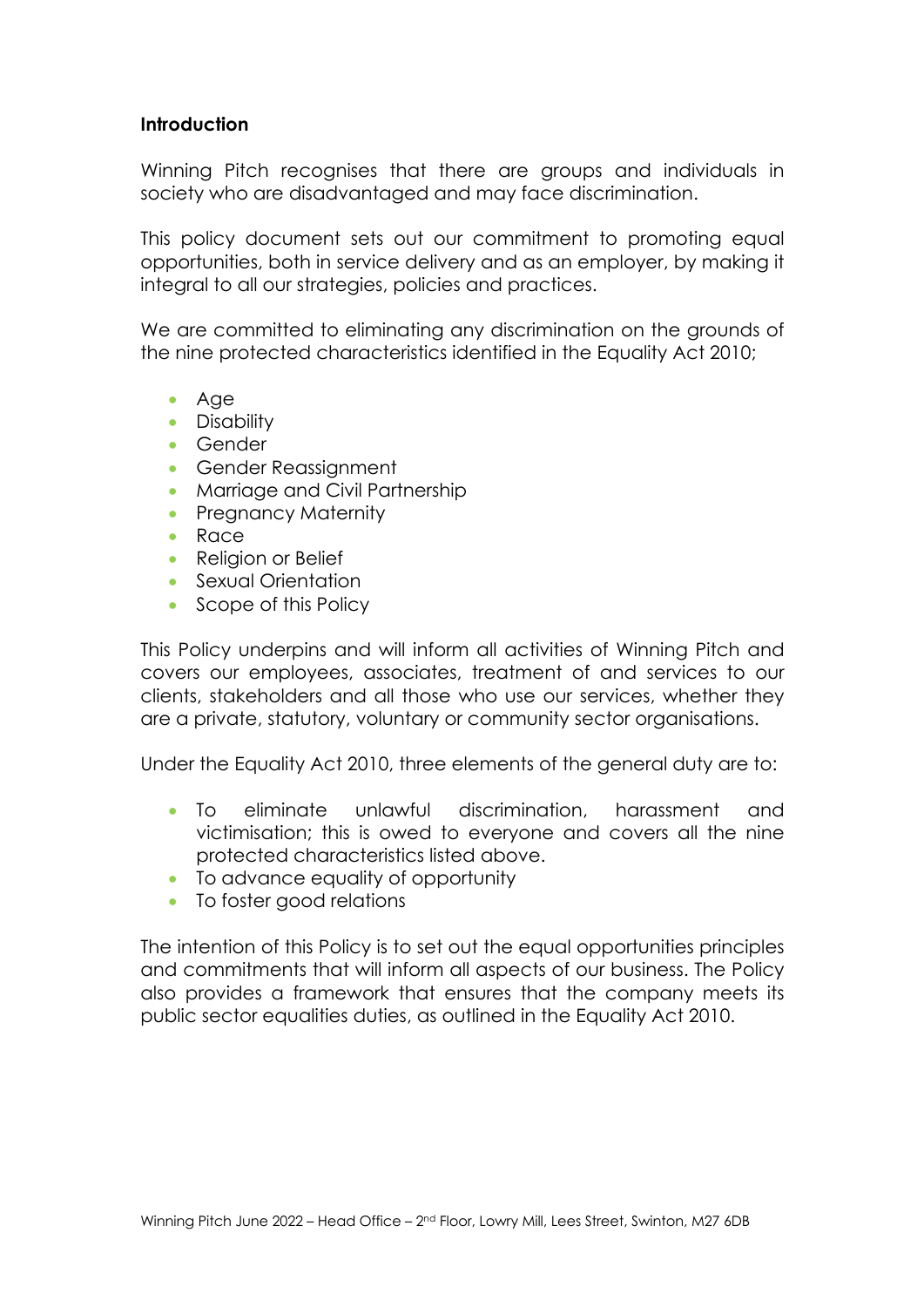**Introduction**

Winning Pitch recognises that there are groups and individuals in society who are disadvantaged and may face discrimination.

This policy document sets out our commitment to promoting equal opportunities, both in service delivery and as an employer, by making it integral to all our strategies, policies and practices.

We are committed to eliminating any discrimination on the grounds of the nine protected characteristics identified in the Equality Act 2010;

- Age
- Disability
- Gender
- Gender Reassignment
- Marriage and Civil Partnership
- Pregnancy Maternity
- Race
- Religion or Belief
- Sexual Orientation
- Scope of this Policy

This Policy underpins and will inform all activities of Winning Pitch and covers our employees, associates, treatment of and services to our clients, stakeholders and all those who use our services, whether they are a private, statutory, voluntary or community sector organisations.

Under the Equality Act 2010, three elements of the general duty are to:

- To eliminate unlawful discrimination, harassment and victimisation; this is owed to everyone and covers all the nine protected characteristics listed above.
- To advance equality of opportunity
- To foster good relations

The intention of this Policy is to set out the equal opportunities principles and commitments that will inform all aspects of our business. The Policy also provides a framework that ensures that the company meets its public sector equalities duties, as outlined in the Equality Act 2010.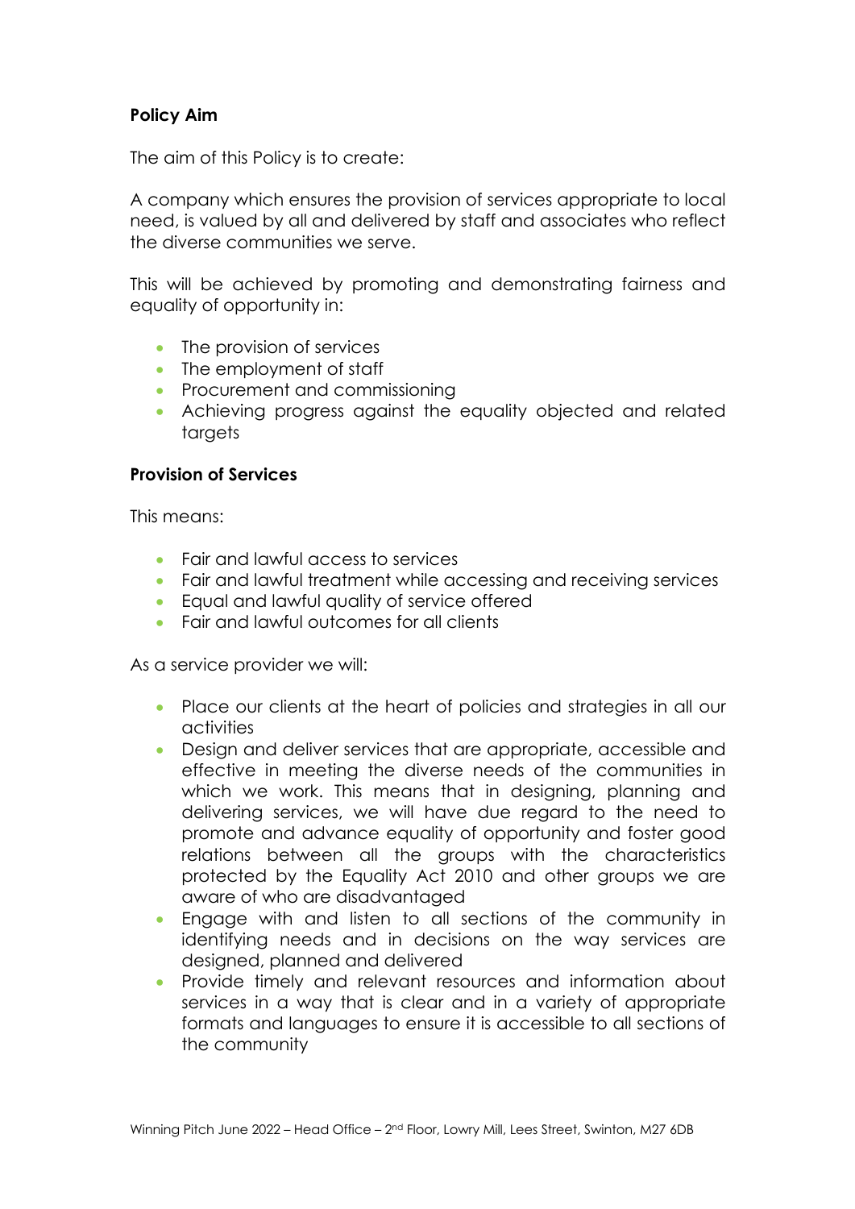**Policy Aim**

The aim of this Policy is to create:

A company which ensures the provision of services appropriate to local need, is valued by all and delivered by staff and associates who reflect the diverse communities we serve.

This will be achieved by promoting and demonstrating fairness and equality of opportunity in:

- The provision of services
- The employment of staff
- Procurement and commissioning
- Achieving progress against the equality objected and related targets

**Provision of Services**

This means:

- Fair and lawful access to services
- Fair and lawful treatment while accessing and receiving services
- Equal and lawful quality of service offered
- Fair and lawful outcomes for all clients

As a service provider we will:

- Place our clients at the heart of policies and strategies in all our activities
- Design and deliver services that are appropriate, accessible and effective in meeting the diverse needs of the communities in which we work. This means that in designing, planning and delivering services, we will have due regard to the need to promote and advance equality of opportunity and foster good relations between all the groups with the characteristics protected by the Equality Act 2010 and other groups we are aware of who are disadvantaged
- Engage with and listen to all sections of the community in identifying needs and in decisions on the way services are designed, planned and delivered
- Provide timely and relevant resources and information about services in a way that is clear and in a variety of appropriate formats and languages to ensure it is accessible to all sections of the community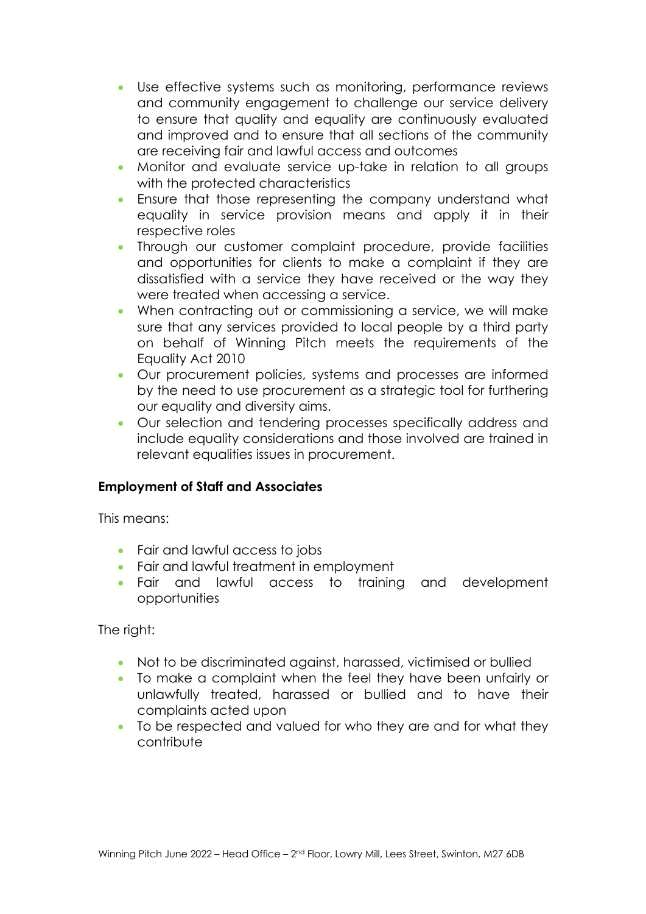- Use effective systems such as monitoring, performance reviews and community engagement to challenge our service delivery to ensure that quality and equality are continuously evaluated and improved and to ensure that all sections of the community are receiving fair and lawful access and outcomes
- Monitor and evaluate service up-take in relation to all groups with the protected characteristics
- Ensure that those representing the company understand what equality in service provision means and apply it in their respective roles
- Through our customer complaint procedure, provide facilities and opportunities for clients to make a complaint if they are dissatisfied with a service they have received or the way they were treated when accessing a service.
- When contracting out or commissioning a service, we will make sure that any services provided to local people by a third party on behalf of Winning Pitch meets the requirements of the Equality Act 2010
- Our procurement policies, systems and processes are informed by the need to use procurement as a strategic tool for furthering our equality and diversity aims.
- Our selection and tendering processes specifically address and include equality considerations and those involved are trained in relevant equalities issues in procurement.

**Employment of Staff and Associates**

This means:

- Fair and lawful access to jobs
- Fair and lawful treatment in employment
- Fair and lawful access to training and development opportunities

The right:

- Not to be discriminated against, harassed, victimised or bullied
- To make a complaint when the feel they have been unfairly or unlawfully treated, harassed or bullied and to have their complaints acted upon
- To be respected and valued for who they are and for what they contribute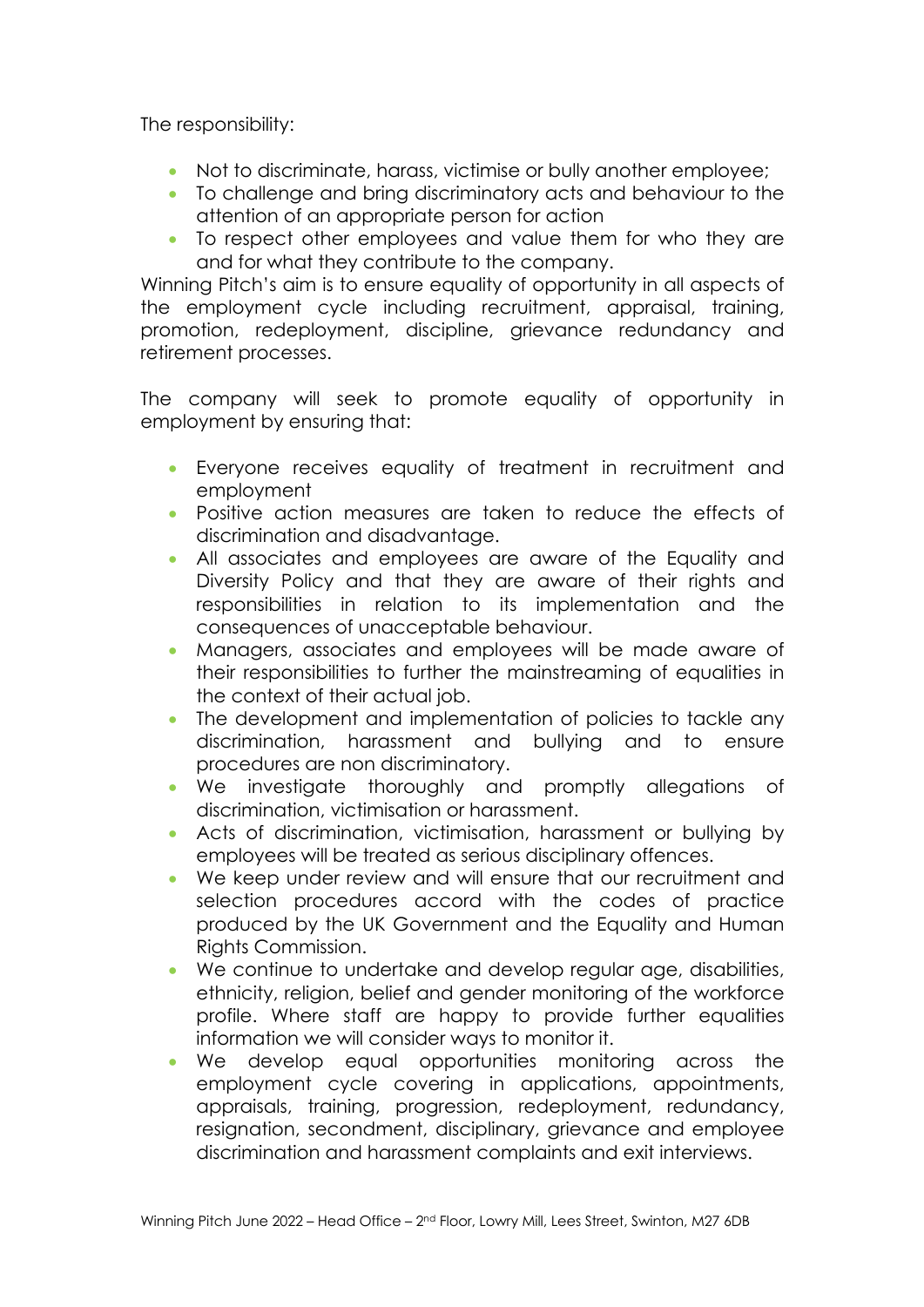The responsibility:

- Not to discriminate, harass, victimise or bully another employee;
- To challenge and bring discriminatory acts and behaviour to the attention of an appropriate person for action
- To respect other employees and value them for who they are and for what they contribute to the company.

Winning Pitch's aim is to ensure equality of opportunity in all aspects of the employment cycle including recruitment, appraisal, training, promotion, redeployment, discipline, grievance redundancy and retirement processes.

The company will seek to promote equality of opportunity in employment by ensuring that:

- Everyone receives equality of treatment in recruitment and employment
- Positive action measures are taken to reduce the effects of discrimination and disadvantage.
- All associates and employees are aware of the Equality and Diversity Policy and that they are aware of their rights and responsibilities in relation to its implementation and the consequences of unacceptable behaviour.
- Managers, associates and employees will be made aware of their responsibilities to further the mainstreaming of equalities in the context of their actual job.
- The development and implementation of policies to tackle any discrimination, harassment and bullying and to ensure procedures are non discriminatory.
- We investigate thoroughly and promptly allegations of discrimination, victimisation or harassment.
- Acts of discrimination, victimisation, harassment or bullying by employees will be treated as serious disciplinary offences.
- We keep under review and will ensure that our recruitment and selection procedures accord with the codes of practice produced by the UK Government and the Equality and Human Rights Commission.
- We continue to undertake and develop regular age, disabilities, ethnicity, religion, belief and gender monitoring of the workforce profile. Where staff are happy to provide further equalities information we will consider ways to monitor it.
- We develop equal opportunities monitoring across the employment cycle covering in applications, appointments, appraisals, training, progression, redeployment, redundancy, resignation, secondment, disciplinary, grievance and employee discrimination and harassment complaints and exit interviews.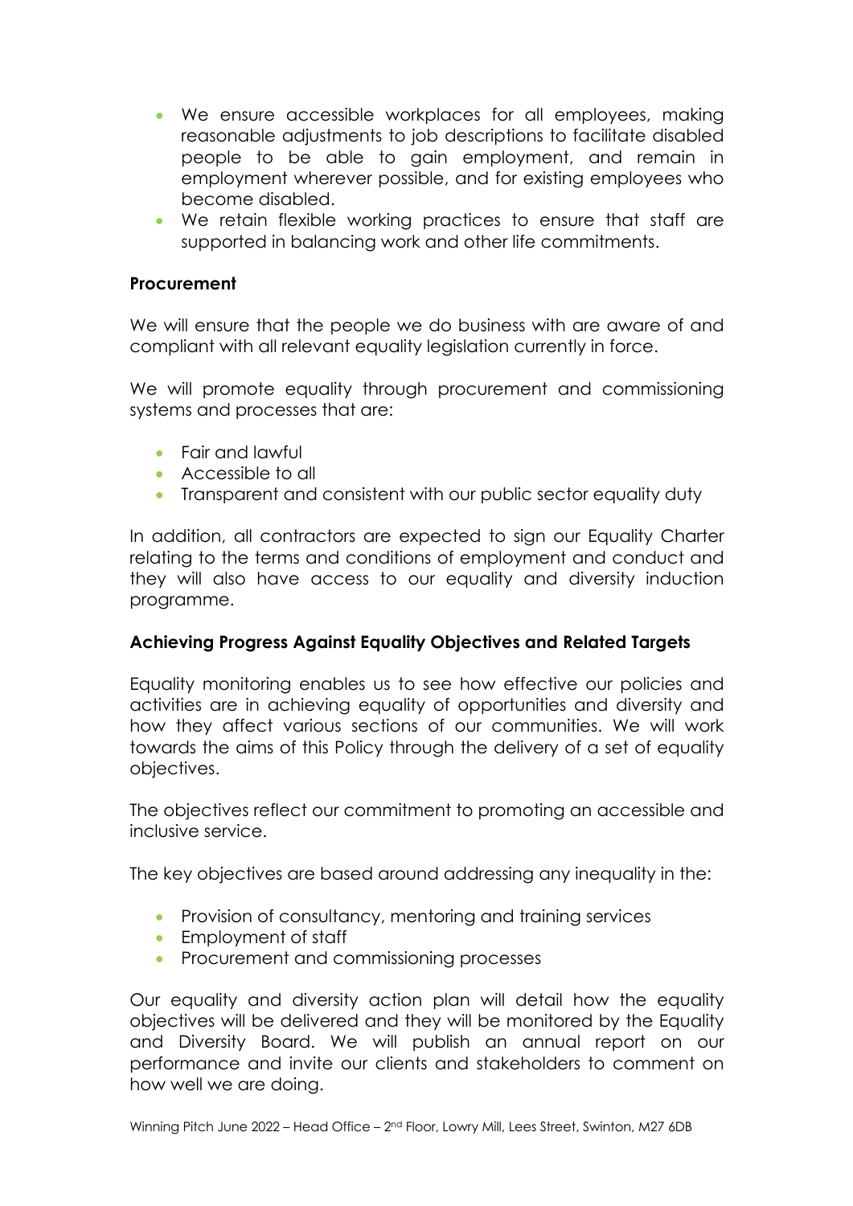- We ensure accessible workplaces for all employees, making reasonable adjustments to job descriptions to facilitate disabled people to be able to gain employment, and remain in employment wherever possible, and for existing employees who become disabled.
- We retain flexible working practices to ensure that staff are supported in balancing work and other life commitments.

**Procurement**

We will ensure that the people we do business with are aware of and compliant with all relevant equality legislation currently in force.

We will promote equality through procurement and commissioning systems and processes that are:

- Fair and lawful
- Accessible to all
- Transparent and consistent with our public sector equality duty

In addition, all contractors are expected to sign our Equality Charter relating to the terms and conditions of employment and conduct and they will also have access to our equality and diversity induction programme.

**Achieving Progress Against Equality Objectives and Related Targets**

Equality monitoring enables us to see how effective our policies and activities are in achieving equality of opportunities and diversity and how they affect various sections of our communities. We will work towards the aims of this Policy through the delivery of a set of equality objectives.

The objectives reflect our commitment to promoting an accessible and inclusive service.

The key objectives are based around addressing any inequality in the:

- Provision of consultancy, mentoring and training services
- Employment of staff
- Procurement and commissioning processes

Our equality and diversity action plan will detail how the equality objectives will be delivered and they will be monitored by the Equality and Diversity Board. We will publish an annual report on our performance and invite our clients and stakeholders to comment on how well we are doing.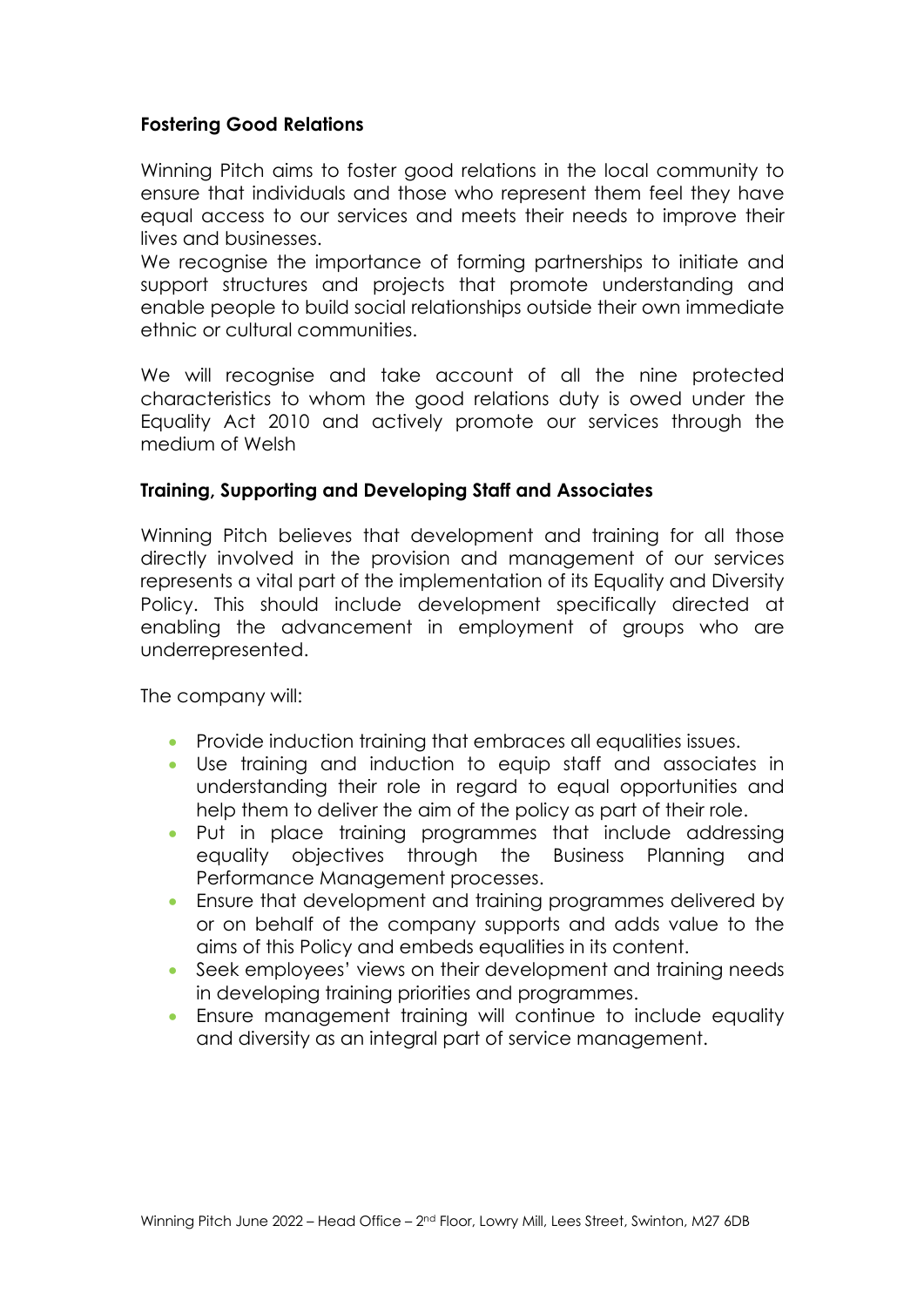**Fostering Good Relations**

Winning Pitch aims to foster good relations in the local community to ensure that individuals and those who represent them feel they have equal access to our services and meets their needs to improve their lives and businesses.
We recognise the importance of forming partnerships to initiate and support structures and projects that promote understanding and enable people to build social relationships outside their own immediate ethnic or cultural communities.

We will recognise and take account of all the nine protected characteristics to whom the good relations duty is owed under the Equality Act 2010 and actively promote our services through the medium of Welsh

**Training, Supporting and Developing Staff and Associates**

Winning Pitch believes that development and training for all those directly involved in the provision and management of our services represents a vital part of the implementation of its Equality and Diversity Policy. This should include development specifically directed at enabling the advancement in employment of groups who are underrepresented.

The company will:

- Provide induction training that embraces all equalities issues.
- Use training and induction to equip staff and associates in understanding their role in regard to equal opportunities and help them to deliver the aim of the policy as part of their role.
- Put in place training programmes that include addressing equality objectives through the Business Planning and Performance Management processes.
- Ensure that development and training programmes delivered by or on behalf of the company supports and adds value to the aims of this Policy and embeds equalities in its content.
- Seek employees' views on their development and training needs in developing training priorities and programmes.
- Ensure management training will continue to include equality and diversity as an integral part of service management.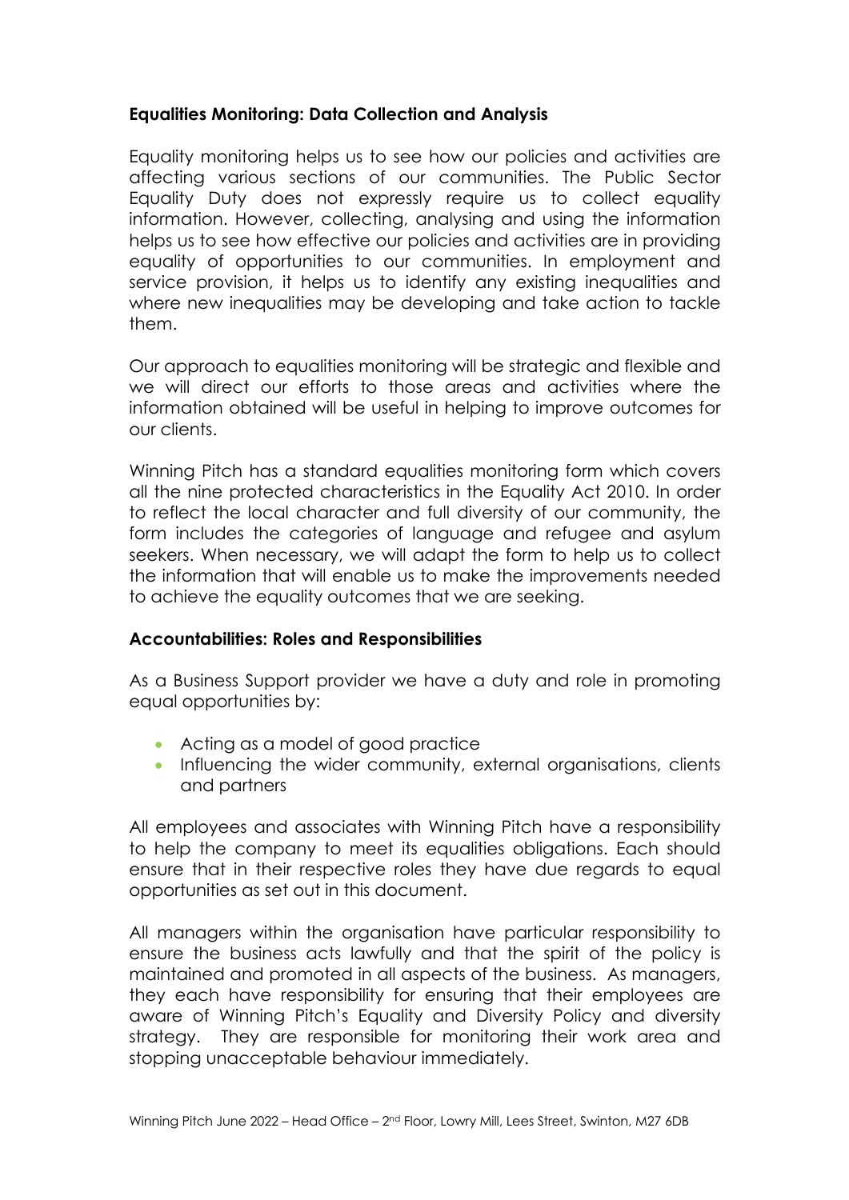**Equalities Monitoring: Data Collection and Analysis**

Equality monitoring helps us to see how our policies and activities are affecting various sections of our communities. The Public Sector Equality Duty does not expressly require us to collect equality information. However, collecting, analysing and using the information helps us to see how effective our policies and activities are in providing equality of opportunities to our communities. In employment and service provision, it helps us to identify any existing inequalities and where new inequalities may be developing and take action to tackle them.

Our approach to equalities monitoring will be strategic and flexible and we will direct our efforts to those areas and activities where the information obtained will be useful in helping to improve outcomes for our clients.

Winning Pitch has a standard equalities monitoring form which covers all the nine protected characteristics in the Equality Act 2010. In order to reflect the local character and full diversity of our community, the form includes the categories of language and refugee and asylum seekers. When necessary, we will adapt the form to help us to collect the information that will enable us to make the improvements needed to achieve the equality outcomes that we are seeking.

**Accountabilities: Roles and Responsibilities**

As a Business Support provider we have a duty and role in promoting equal opportunities by:

- Acting as a model of good practice
- Influencing the wider community, external organisations, clients and partners

All employees and associates with Winning Pitch have a responsibility to help the company to meet its equalities obligations. Each should ensure that in their respective roles they have due regards to equal opportunities as set out in this document.

All managers within the organisation have particular responsibility to ensure the business acts lawfully and that the spirit of the policy is maintained and promoted in all aspects of the business. As managers, they each have responsibility for ensuring that their employees are aware of Winning Pitch's Equality and Diversity Policy and diversity strategy. They are responsible for monitoring their work area and stopping unacceptable behaviour immediately.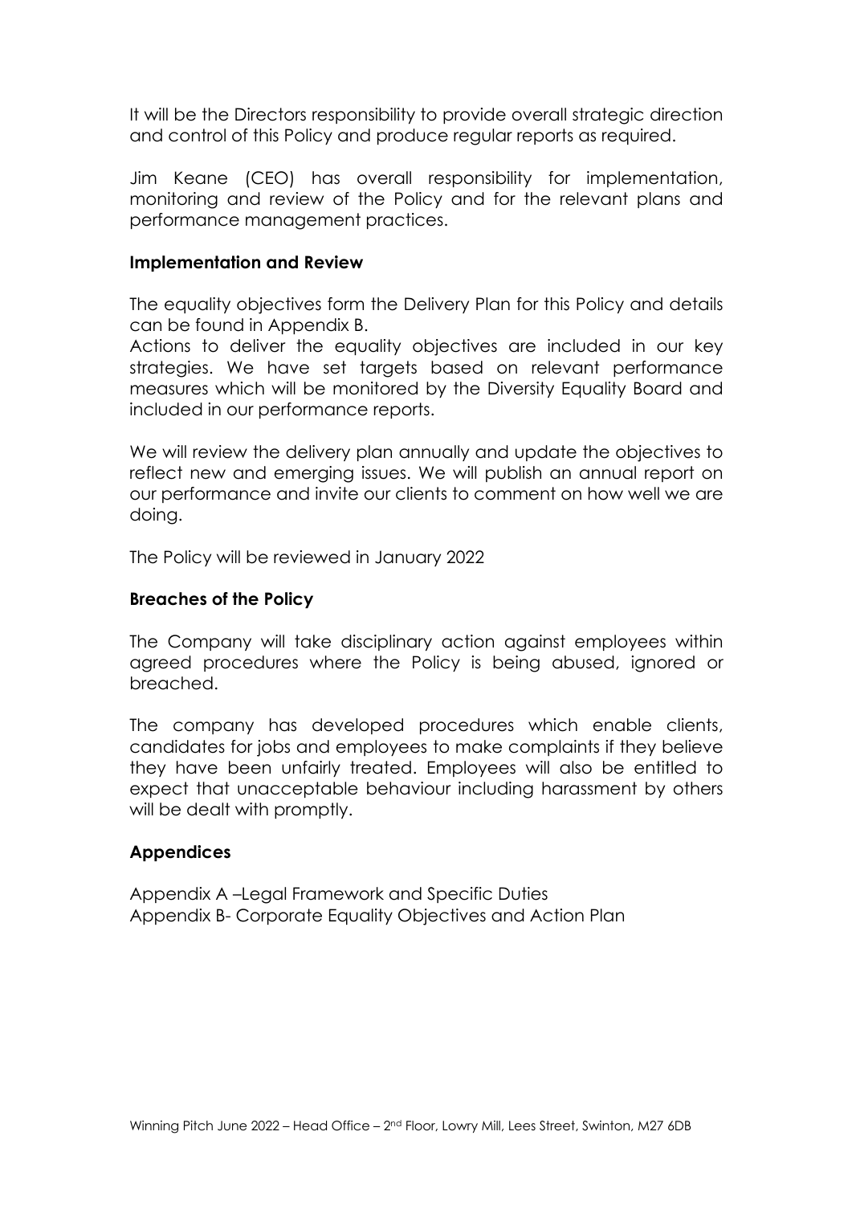It will be the Directors responsibility to provide overall strategic direction and control of this Policy and produce regular reports as required.

Jim Keane (CEO) has overall responsibility for implementation, monitoring and review of the Policy and for the relevant plans and performance management practices.

**Implementation and Review**

The equality objectives form the Delivery Plan for this Policy and details can be found in Appendix B.
Actions to deliver the equality objectives are included in our key strategies. We have set targets based on relevant performance measures which will be monitored by the Diversity Equality Board and included in our performance reports.

We will review the delivery plan annually and update the objectives to reflect new and emerging issues. We will publish an annual report on our performance and invite our clients to comment on how well we are doing.

The Policy will be reviewed in January 2022

**Breaches of the Policy**

The Company will take disciplinary action against employees within agreed procedures where the Policy is being abused, ignored or breached.

The company has developed procedures which enable clients, candidates for jobs and employees to make complaints if they believe they have been unfairly treated. Employees will also be entitled to expect that unacceptable behaviour including harassment by others will be dealt with promptly.

**Appendices**

Appendix A –Legal Framework and Specific Duties
Appendix B- Corporate Equality Objectives and Action Plan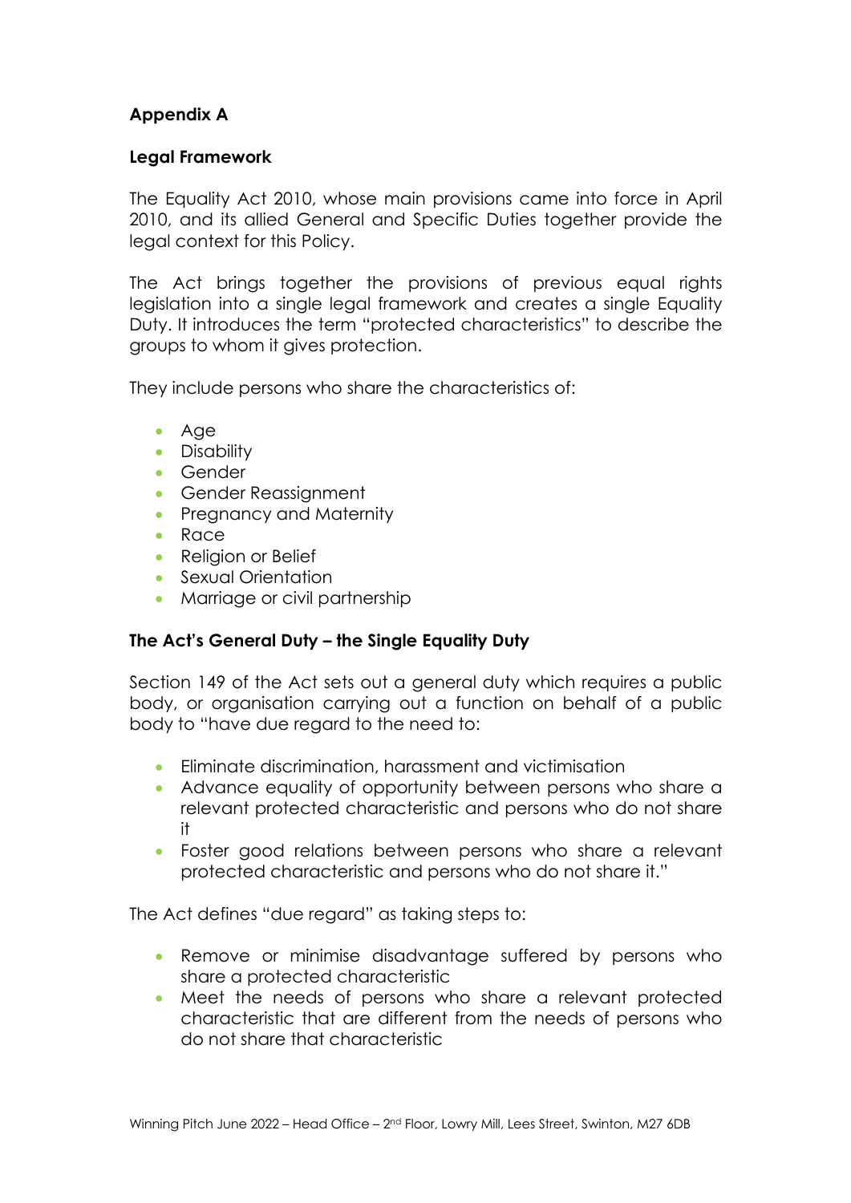**Appendix A**

**Legal Framework**

The Equality Act 2010, whose main provisions came into force in April 2010, and its allied General and Specific Duties together provide the legal context for this Policy.

The Act brings together the provisions of previous equal rights legislation into a single legal framework and creates a single Equality Duty. It introduces the term "protected characteristics" to describe the groups to whom it gives protection.

They include persons who share the characteristics of:

- Age
- Disability
- Gender
- Gender Reassignment
- Pregnancy and Maternity
- Race
- Religion or Belief
- Sexual Orientation
- Marriage or civil partnership

**The Act's General Duty – the Single Equality Duty**

Section 149 of the Act sets out a general duty which requires a public body, or organisation carrying out a function on behalf of a public body to "have due regard to the need to:

- Eliminate discrimination, harassment and victimisation
- Advance equality of opportunity between persons who share a relevant protected characteristic and persons who do not share it
- Foster good relations between persons who share a relevant protected characteristic and persons who do not share it."

The Act defines "due regard" as taking steps to:

- Remove or minimise disadvantage suffered by persons who share a protected characteristic
- Meet the needs of persons who share a relevant protected characteristic that are different from the needs of persons who do not share that characteristic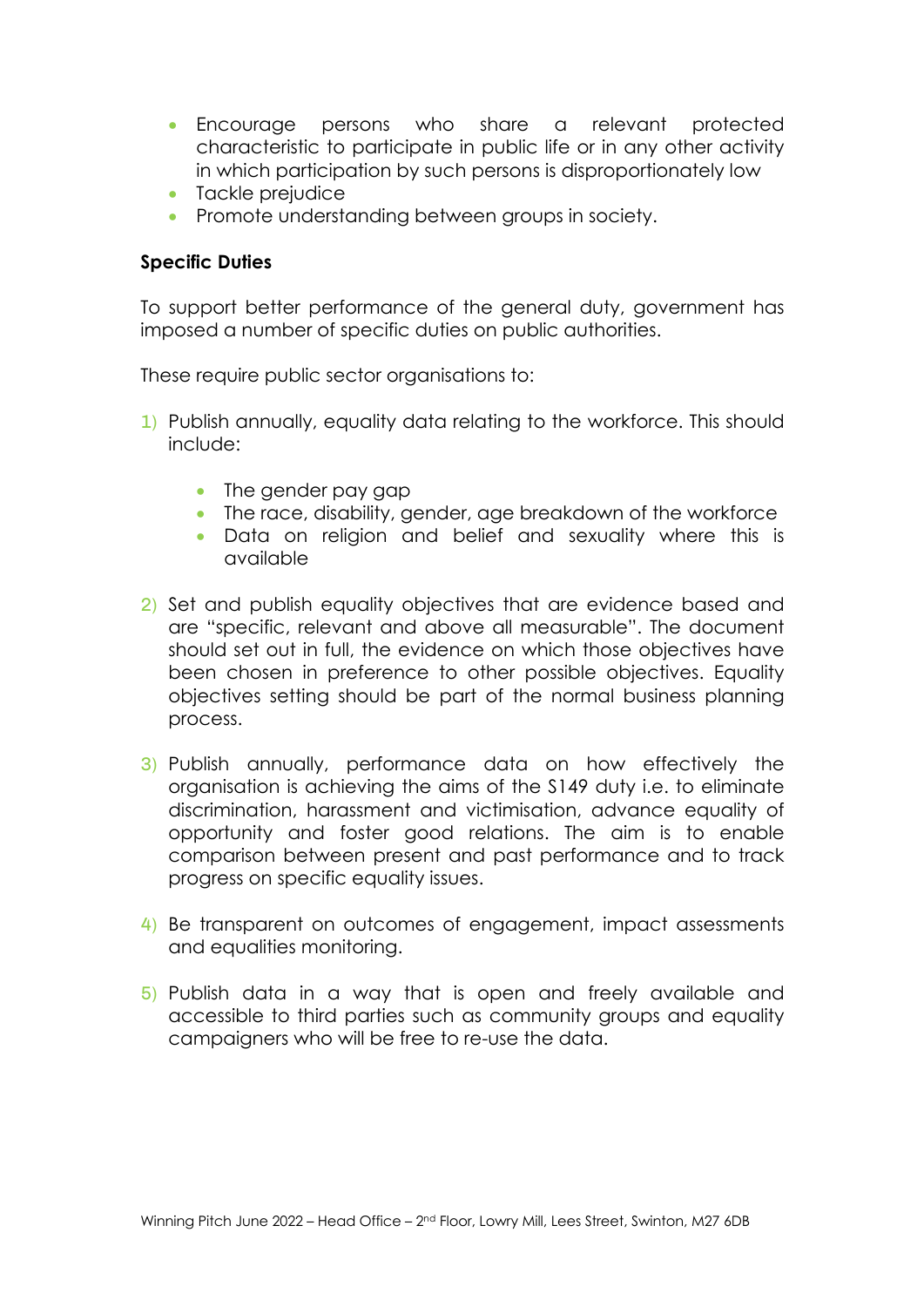- Encourage persons who share a relevant protected characteristic to participate in public life or in any other activity in which participation by such persons is disproportionately low
- Tackle prejudice
- Promote understanding between groups in society.

**Specific Duties**

To support better performance of the general duty, government has imposed a number of specific duties on public authorities.

These require public sector organisations to:

1) Publish annually, equality data relating to the workforce. This should include:

    - The gender pay gap
    - The race, disability, gender, age breakdown of the workforce
    - Data on religion and belief and sexuality where this is available

2) Set and publish equality objectives that are evidence based and are "specific, relevant and above all measurable". The document should set out in full, the evidence on which those objectives have been chosen in preference to other possible objectives. Equality objectives setting should be part of the normal business planning process.

3) Publish annually, performance data on how effectively the organisation is achieving the aims of the S149 duty i.e. to eliminate discrimination, harassment and victimisation, advance equality of opportunity and foster good relations. The aim is to enable comparison between present and past performance and to track progress on specific equality issues.

4) Be transparent on outcomes of engagement, impact assessments and equalities monitoring.

5) Publish data in a way that is open and freely available and accessible to third parties such as community groups and equality campaigners who will be free to re-use the data.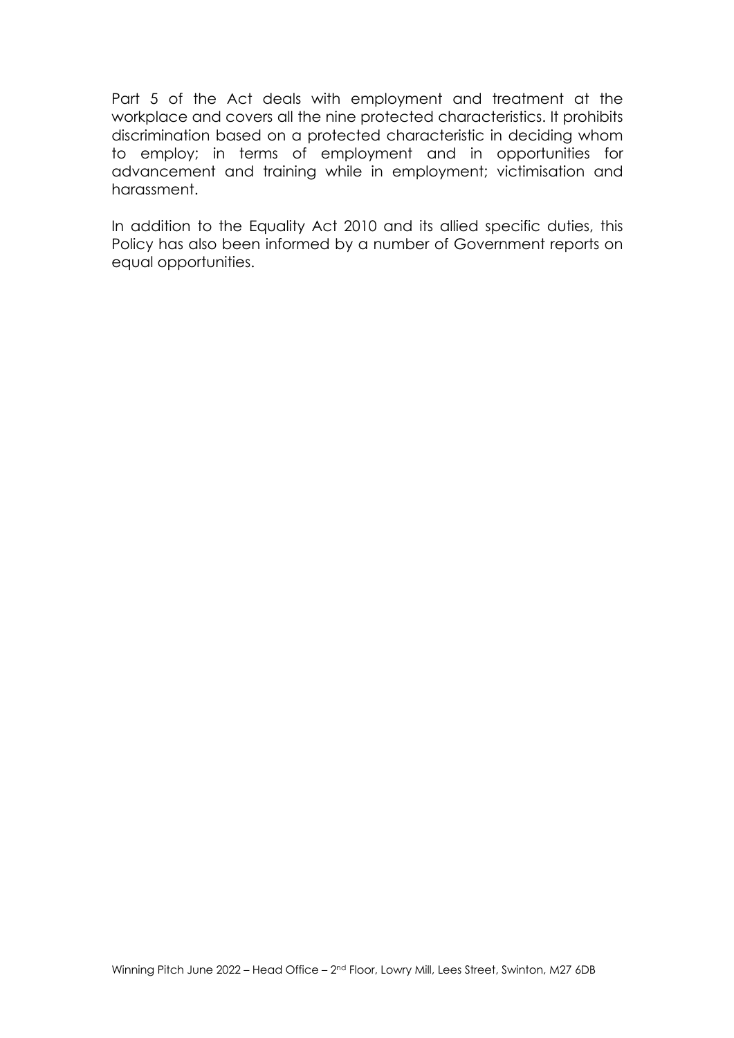Part 5 of the Act deals with employment and treatment at the workplace and covers all the nine protected characteristics. It prohibits discrimination based on a protected characteristic in deciding whom to employ; in terms of employment and in opportunities for advancement and training while in employment; victimisation and harassment.

In addition to the Equality Act 2010 and its allied specific duties, this Policy has also been informed by a number of Government reports on equal opportunities.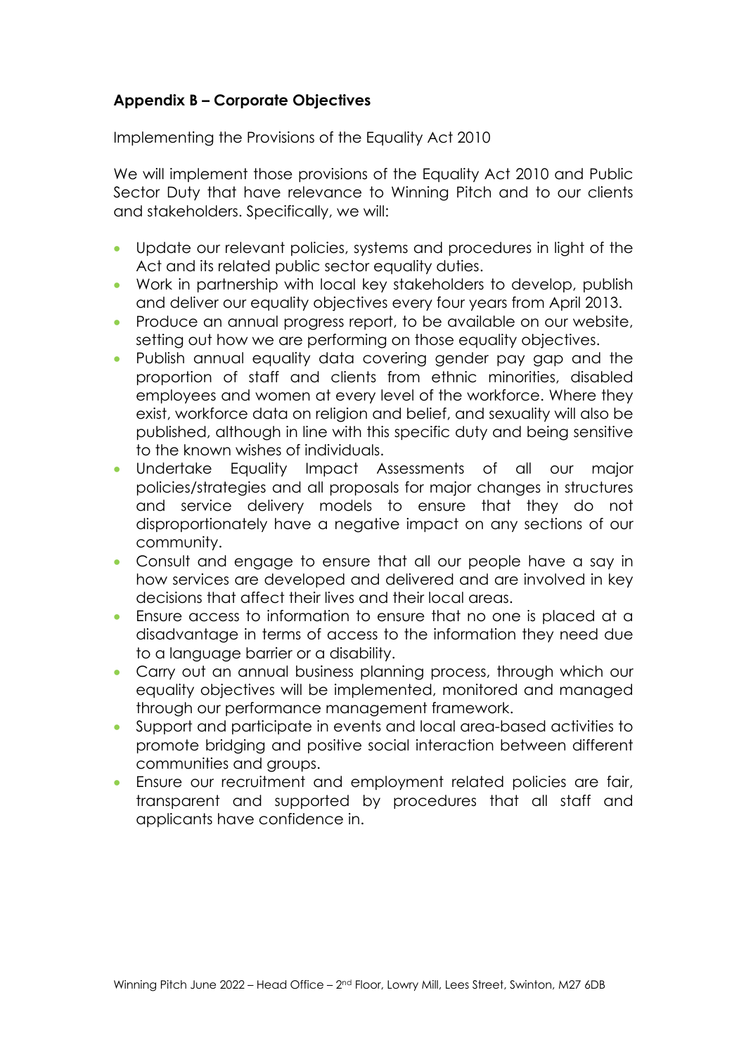## Appendix B – Corporate Objectives

Implementing the Provisions of the Equality Act 2010

We will implement those provisions of the Equality Act 2010 and Public Sector Duty that have relevance to Winning Pitch and to our clients and stakeholders. Specifically, we will:

- Update our relevant policies, systems and procedures in light of the Act and its related public sector equality duties.
- Work in partnership with local key stakeholders to develop, publish and deliver our equality objectives every four years from April 2013.
- Produce an annual progress report, to be available on our website, setting out how we are performing on those equality objectives.
- Publish annual equality data covering gender pay gap and the proportion of staff and clients from ethnic minorities, disabled employees and women at every level of the workforce. Where they exist, workforce data on religion and belief, and sexuality will also be published, although in line with this specific duty and being sensitive to the known wishes of individuals.
- Undertake Equality Impact Assessments of all our major policies/strategies and all proposals for major changes in structures and service delivery models to ensure that they do not disproportionately have a negative impact on any sections of our community.
- Consult and engage to ensure that all our people have a say in how services are developed and delivered and are involved in key decisions that affect their lives and their local areas.
- Ensure access to information to ensure that no one is placed at a disadvantage in terms of access to the information they need due to a language barrier or a disability.
- Carry out an annual business planning process, through which our equality objectives will be implemented, monitored and managed through our performance management framework.
- Support and participate in events and local area-based activities to promote bridging and positive social interaction between different communities and groups.
- Ensure our recruitment and employment related policies are fair, transparent and supported by procedures that all staff and applicants have confidence in.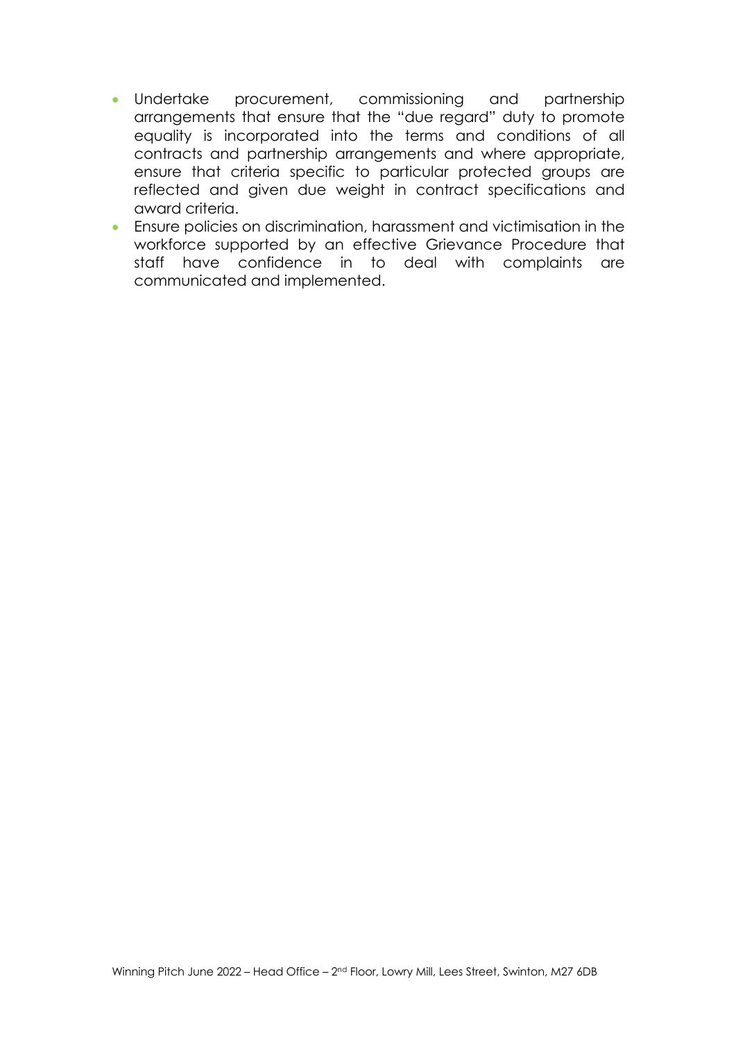- Undertake procurement, commissioning and partnership arrangements that ensure that the "due regard" duty to promote equality is incorporated into the terms and conditions of all contracts and partnership arrangements and where appropriate, ensure that criteria specific to particular protected groups are reflected and given due weight in contract specifications and award criteria.
- Ensure policies on discrimination, harassment and victimisation in the workforce supported by an effective Grievance Procedure that staff have confidence in to deal with complaints are communicated and implemented.